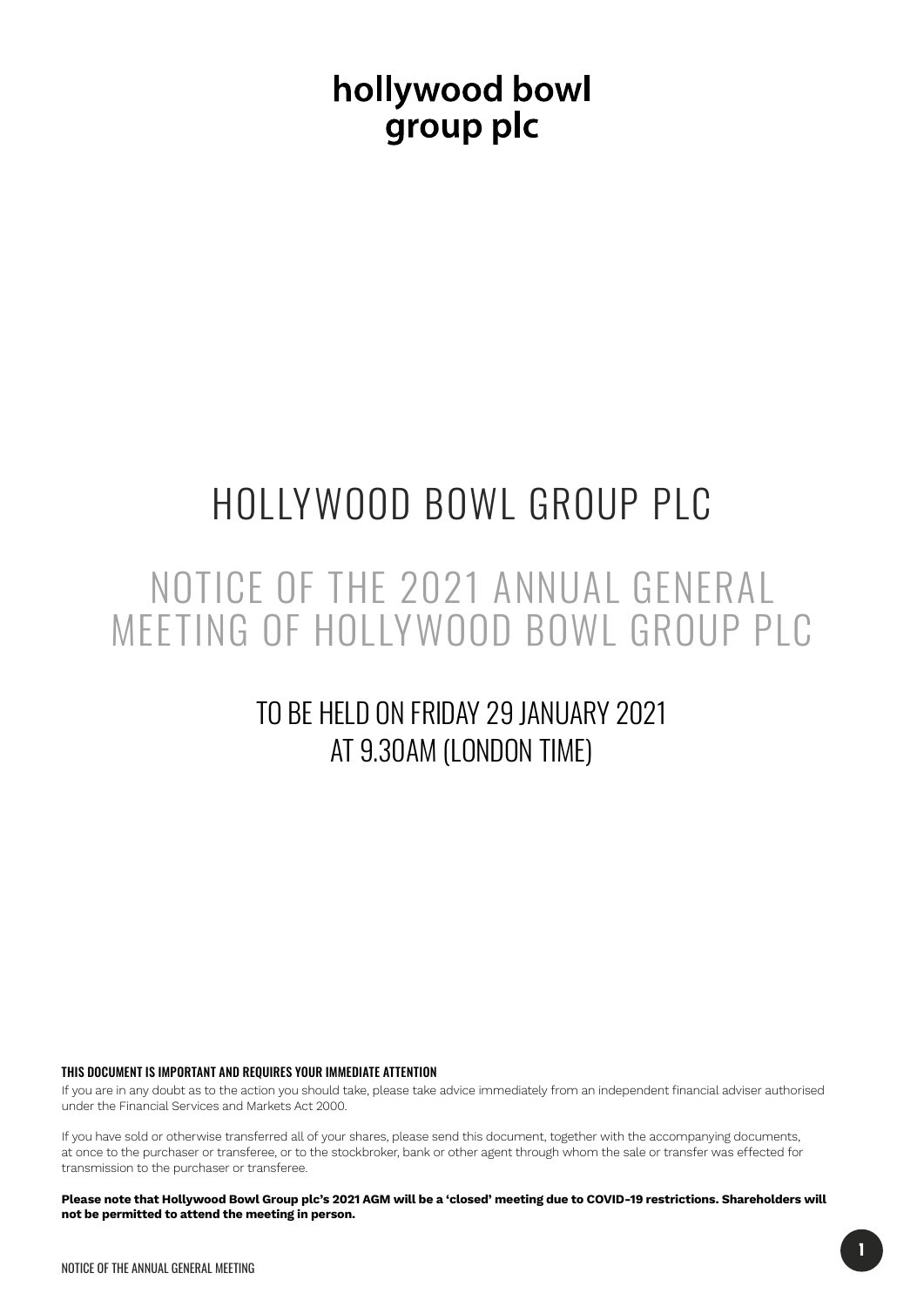hollywood bowl
group plc

# HOLLYWOOD BOWL GROUP PLC

## NOTICE OF THE 2021 ANNUAL GENERAL MEETING OF HOLLYWOOD BOWL GROUP PLC

### TO BE HELD ON FRIDAY 29 JANUARY 2021 AT 9.30AM (LONDON TIME)

**THIS DOCUMENT IS IMPORTANT AND REQUIRES YOUR IMMEDIATE ATTENTION**

If you are in any doubt as to the action you should take, please take advice immediately from an independent financial adviser authorised under the Financial Services and Markets Act 2000.

If you have sold or otherwise transferred all of your shares, please send this document, together with the accompanying documents, at once to the purchaser or transferee, or to the stockbroker, bank or other agent through whom the sale or transfer was effected for transmission to the purchaser or transferee.

**Please note that Hollywood Bowl Group plc's 2021 AGM will be a 'closed' meeting due to COVID-19 restrictions. Shareholders will not be permitted to attend the meeting in person.**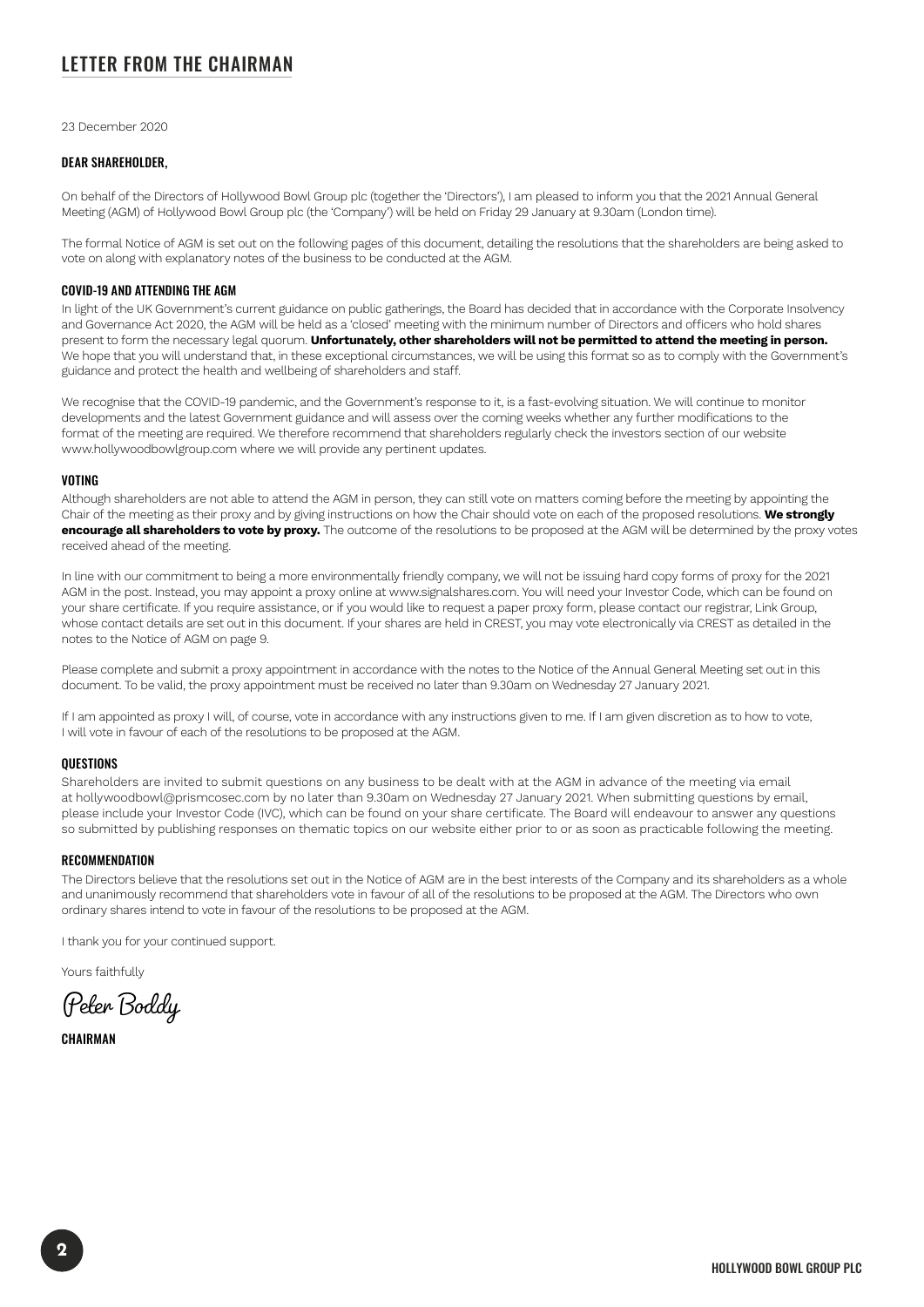# LETTER FROM THE CHAIRMAN

23 December 2020

### DEAR SHAREHOLDER,

On behalf of the Directors of Hollywood Bowl Group plc (together the 'Directors'), I am pleased to inform you that the 2021 Annual General Meeting (AGM) of Hollywood Bowl Group plc (the 'Company') will be held on Friday 29 January at 9.30am (London time).

The formal Notice of AGM is set out on the following pages of this document, detailing the resolutions that the shareholders are being asked to vote on along with explanatory notes of the business to be conducted at the AGM.

### COVID-19 AND ATTENDING THE AGM

In light of the UK Government's current guidance on public gatherings, the Board has decided that in accordance with the Corporate Insolvency and Governance Act 2020, the AGM will be held as a 'closed' meeting with the minimum number of Directors and officers who hold shares present to form the necessary legal quorum. **Unfortunately, other shareholders will not be permitted to attend the meeting in person.** We hope that you will understand that, in these exceptional circumstances, we will be using this format so as to comply with the Government's guidance and protect the health and wellbeing of shareholders and staff.

We recognise that the COVID-19 pandemic, and the Government's response to it, is a fast-evolving situation. We will continue to monitor developments and the latest Government guidance and will assess over the coming weeks whether any further modifications to the format of the meeting are required. We therefore recommend that shareholders regularly check the investors section of our website www.hollywoodbowlgroup.com where we will provide any pertinent updates.

### VOTING

Although shareholders are not able to attend the AGM in person, they can still vote on matters coming before the meeting by appointing the Chair of the meeting as their proxy and by giving instructions on how the Chair should vote on each of the proposed resolutions. **We strongly encourage all shareholders to vote by proxy.** The outcome of the resolutions to be proposed at the AGM will be determined by the proxy votes received ahead of the meeting.

In line with our commitment to being a more environmentally friendly company, we will not be issuing hard copy forms of proxy for the 2021 AGM in the post. Instead, you may appoint a proxy online at www.signalshares.com. You will need your Investor Code, which can be found on your share certificate. If you require assistance, or if you would like to request a paper proxy form, please contact our registrar, Link Group, whose contact details are set out in this document. If your shares are held in CREST, you may vote electronically via CREST as detailed in the notes to the Notice of AGM on page 9.

Please complete and submit a proxy appointment in accordance with the notes to the Notice of the Annual General Meeting set out in this document. To be valid, the proxy appointment must be received no later than 9.30am on Wednesday 27 January 2021.

If I am appointed as proxy I will, of course, vote in accordance with any instructions given to me. If I am given discretion as to how to vote, I will vote in favour of each of the resolutions to be proposed at the AGM.

### QUESTIONS

Shareholders are invited to submit questions on any business to be dealt with at the AGM in advance of the meeting via email at hollywoodbowl@prismcosec.com by no later than 9.30am on Wednesday 27 January 2021. When submitting questions by email, please include your Investor Code (IVC), which can be found on your share certificate. The Board will endeavour to answer any questions so submitted by publishing responses on thematic topics on our website either prior to or as soon as practicable following the meeting.

### RECOMMENDATION

The Directors believe that the resolutions set out in the Notice of AGM are in the best interests of the Company and its shareholders as a whole and unanimously recommend that shareholders vote in favour of all of the resolutions to be proposed at the AGM. The Directors who own ordinary shares intend to vote in favour of the resolutions to be proposed at the AGM.

I thank you for your continued support.

Yours faithfully

Peter Boddy

CHAIRMAN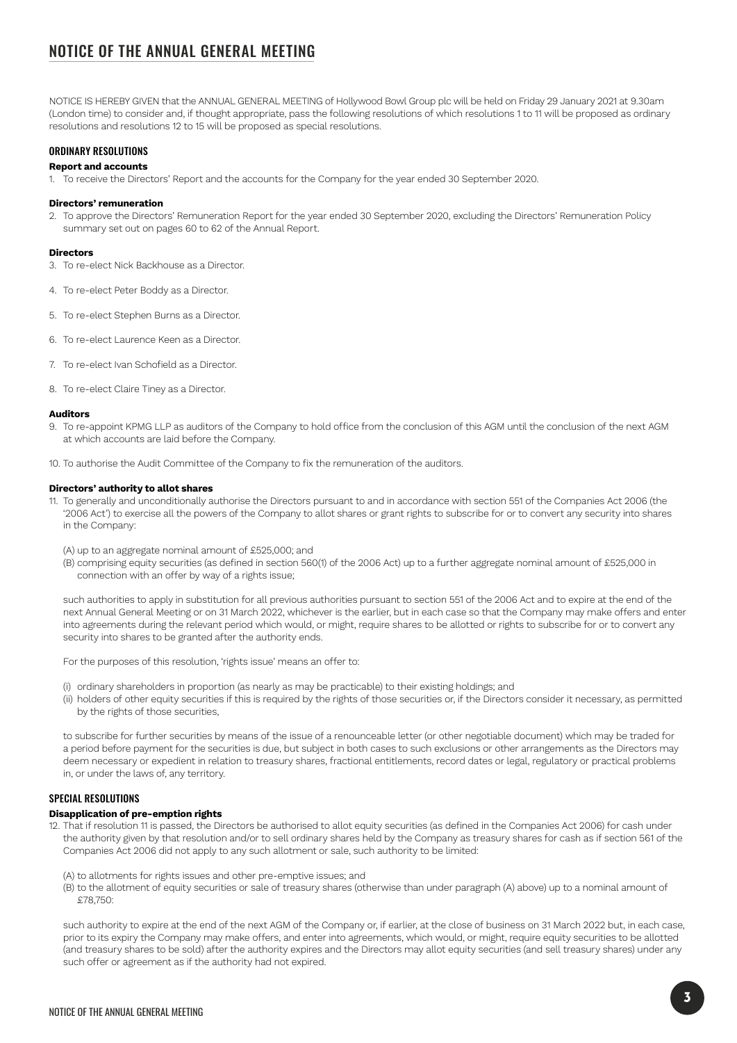# NOTICE OF THE ANNUAL GENERAL MEETING

NOTICE IS HEREBY GIVEN that the ANNUAL GENERAL MEETING of Hollywood Bowl Group plc will be held on Friday 29 January 2021 at 9.30am (London time) to consider and, if thought appropriate, pass the following resolutions of which resolutions 1 to 11 will be proposed as ordinary resolutions and resolutions 12 to 15 will be proposed as special resolutions.

## ORDINARY RESOLUTIONS

### Report and accounts

1. To receive the Directors' Report and the accounts for the Company for the year ended 30 September 2020.

### Directors' remuneration

2. To approve the Directors' Remuneration Report for the year ended 30 September 2020, excluding the Directors' Remuneration Policy summary set out on pages 60 to 62 of the Annual Report.

### Directors

3. To re-elect Nick Backhouse as a Director.

4. To re-elect Peter Boddy as a Director.

5. To re-elect Stephen Burns as a Director.

6. To re-elect Laurence Keen as a Director.

7. To re-elect Ivan Schofield as a Director.

8. To re-elect Claire Tiney as a Director.

### Auditors

9. To re-appoint KPMG LLP as auditors of the Company to hold office from the conclusion of this AGM until the conclusion of the next AGM at which accounts are laid before the Company.

10. To authorise the Audit Committee of the Company to fix the remuneration of the auditors.

### Directors' authority to allot shares

11. To generally and unconditionally authorise the Directors pursuant to and in accordance with section 551 of the Companies Act 2006 (the '2006 Act') to exercise all the powers of the Company to allot shares or grant rights to subscribe for or to convert any security into shares in the Company:

 (A) up to an aggregate nominal amount of £525,000; and

 (B) comprising equity securities (as defined in section 560(1) of the 2006 Act) up to a further aggregate nominal amount of £525,000 in connection with an offer by way of a rights issue;

 such authorities to apply in substitution for all previous authorities pursuant to section 551 of the 2006 Act and to expire at the end of the next Annual General Meeting or on 31 March 2022, whichever is the earlier, but in each case so that the Company may make offers and enter into agreements during the relevant period which would, or might, require shares to be allotted or rights to subscribe for or to convert any security into shares to be granted after the authority ends.

 For the purposes of this resolution, 'rights issue' means an offer to:

 (i) ordinary shareholders in proportion (as nearly as may be practicable) to their existing holdings; and

 (ii) holders of other equity securities if this is required by the rights of those securities or, if the Directors consider it necessary, as permitted by the rights of those securities,

 to subscribe for further securities by means of the issue of a renounceable letter (or other negotiable document) which may be traded for a period before payment for the securities is due, but subject in both cases to such exclusions or other arrangements as the Directors may deem necessary or expedient in relation to treasury shares, fractional entitlements, record dates or legal, regulatory or practical problems in, or under the laws of, any territory.

## SPECIAL RESOLUTIONS

### Disapplication of pre-emption rights

12. That if resolution 11 is passed, the Directors be authorised to allot equity securities (as defined in the Companies Act 2006) for cash under the authority given by that resolution and/or to sell ordinary shares held by the Company as treasury shares for cash as if section 561 of the Companies Act 2006 did not apply to any such allotment or sale, such authority to be limited:

 (A) to allotments for rights issues and other pre-emptive issues; and

 (B) to the allotment of equity securities or sale of treasury shares (otherwise than under paragraph (A) above) up to a nominal amount of £78,750:

 such authority to expire at the end of the next AGM of the Company or, if earlier, at the close of business on 31 March 2022 but, in each case, prior to its expiry the Company may make offers, and enter into agreements, which would, or might, require equity securities to be allotted (and treasury shares to be sold) after the authority expires and the Directors may allot equity securities (and sell treasury shares) under any such offer or agreement as if the authority had not expired.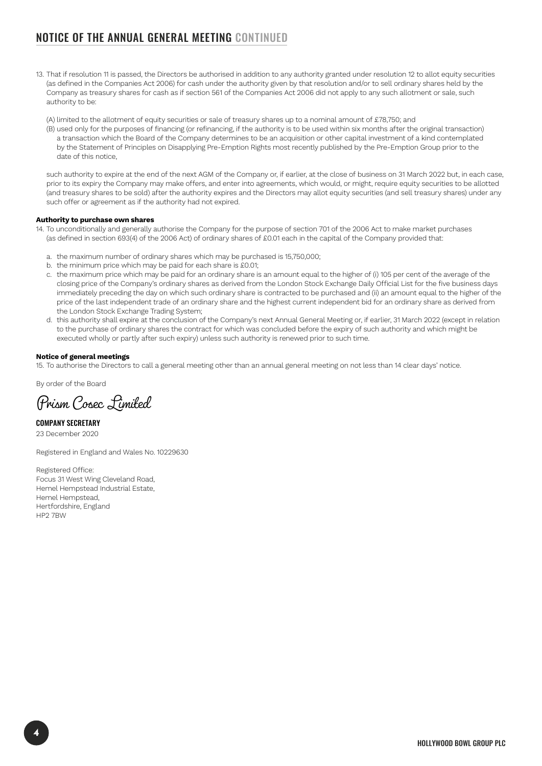# NOTICE OF THE ANNUAL GENERAL MEETING CONTINUED

13. That if resolution 11 is passed, the Directors be authorised in addition to any authority granted under resolution 12 to allot equity securities (as defined in the Companies Act 2006) for cash under the authority given by that resolution and/or to sell ordinary shares held by the Company as treasury shares for cash as if section 561 of the Companies Act 2006 did not apply to any such allotment or sale, such authority to be:

    (A) limited to the allotment of equity securities or sale of treasury shares up to a nominal amount of £78,750; and

    (B) used only for the purposes of financing (or refinancing, if the authority is to be used within six months after the original transaction) a transaction which the Board of the Company determines to be an acquisition or other capital investment of a kind contemplated by the Statement of Principles on Disapplying Pre-Emption Rights most recently published by the Pre-Emption Group prior to the date of this notice,

    such authority to expire at the end of the next AGM of the Company or, if earlier, at the close of business on 31 March 2022 but, in each case, prior to its expiry the Company may make offers, and enter into agreements, which would, or might, require equity securities to be allotted (and treasury shares to be sold) after the authority expires and the Directors may allot equity securities (and sell treasury shares) under any such offer or agreement as if the authority had not expired.

**Authority to purchase own shares**

14. To unconditionally and generally authorise the Company for the purpose of section 701 of the 2006 Act to make market purchases (as defined in section 693(4) of the 2006 Act) of ordinary shares of £0.01 each in the capital of the Company provided that:

    a. the maximum number of ordinary shares which may be purchased is 15,750,000;
    b. the minimum price which may be paid for each share is £0.01;
    c. the maximum price which may be paid for an ordinary share is an amount equal to the higher of (i) 105 per cent of the average of the closing price of the Company's ordinary shares as derived from the London Stock Exchange Daily Official List for the five business days immediately preceding the day on which such ordinary share is contracted to be purchased and (ii) an amount equal to the higher of the price of the last independent trade of an ordinary share and the highest current independent bid for an ordinary share as derived from the London Stock Exchange Trading System;
    d. this authority shall expire at the conclusion of the Company's next Annual General Meeting or, if earlier, 31 March 2022 (except in relation to the purchase of ordinary shares the contract for which was concluded before the expiry of such authority and which might be executed wholly or partly after such expiry) unless such authority is renewed prior to such time.

**Notice of general meetings**

15. To authorise the Directors to call a general meeting other than an annual general meeting on not less than 14 clear days' notice.

By order of the Board

Prism Cosec Limited

COMPANY SECRETARY
23 December 2020

Registered in England and Wales No. 10229630

Registered Office:
Focus 31 West Wing Cleveland Road,
Hemel Hempstead Industrial Estate,
Hemel Hempstead,
Hertfordshire, England
HP2 7BW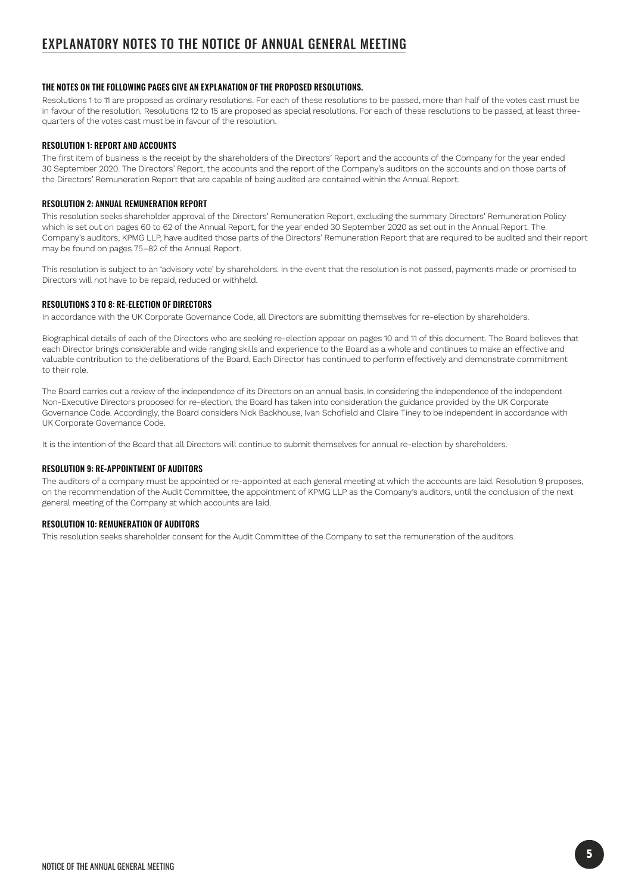# EXPLANATORY NOTES TO THE NOTICE OF ANNUAL GENERAL MEETING

### THE NOTES ON THE FOLLOWING PAGES GIVE AN EXPLANATION OF THE PROPOSED RESOLUTIONS.

Resolutions 1 to 11 are proposed as ordinary resolutions. For each of these resolutions to be passed, more than half of the votes cast must be in favour of the resolution. Resolutions 12 to 15 are proposed as special resolutions. For each of these resolutions to be passed, at least three-quarters of the votes cast must be in favour of the resolution.

### RESOLUTION 1: REPORT AND ACCOUNTS

The first item of business is the receipt by the shareholders of the Directors' Report and the accounts of the Company for the year ended 30 September 2020. The Directors' Report, the accounts and the report of the Company's auditors on the accounts and on those parts of the Directors' Remuneration Report that are capable of being audited are contained within the Annual Report.

### RESOLUTION 2: ANNUAL REMUNERATION REPORT

This resolution seeks shareholder approval of the Directors' Remuneration Report, excluding the summary Directors' Remuneration Policy which is set out on pages 60 to 62 of the Annual Report, for the year ended 30 September 2020 as set out in the Annual Report. The Company's auditors, KPMG LLP, have audited those parts of the Directors' Remuneration Report that are required to be audited and their report may be found on pages 75–82 of the Annual Report.

This resolution is subject to an 'advisory vote' by shareholders. In the event that the resolution is not passed, payments made or promised to Directors will not have to be repaid, reduced or withheld.

### RESOLUTIONS 3 TO 8: RE-ELECTION OF DIRECTORS

In accordance with the UK Corporate Governance Code, all Directors are submitting themselves for re-election by shareholders.

Biographical details of each of the Directors who are seeking re-election appear on pages 10 and 11 of this document. The Board believes that each Director brings considerable and wide ranging skills and experience to the Board as a whole and continues to make an effective and valuable contribution to the deliberations of the Board. Each Director has continued to perform effectively and demonstrate commitment to their role.

The Board carries out a review of the independence of its Directors on an annual basis. In considering the independence of the independent Non-Executive Directors proposed for re-election, the Board has taken into consideration the guidance provided by the UK Corporate Governance Code. Accordingly, the Board considers Nick Backhouse, Ivan Schofield and Claire Tiney to be independent in accordance with UK Corporate Governance Code.

It is the intention of the Board that all Directors will continue to submit themselves for annual re-election by shareholders.

### RESOLUTION 9: RE-APPOINTMENT OF AUDITORS

The auditors of a company must be appointed or re-appointed at each general meeting at which the accounts are laid. Resolution 9 proposes, on the recommendation of the Audit Committee, the appointment of KPMG LLP as the Company's auditors, until the conclusion of the next general meeting of the Company at which accounts are laid.

### RESOLUTION 10: REMUNERATION OF AUDITORS

This resolution seeks shareholder consent for the Audit Committee of the Company to set the remuneration of the auditors.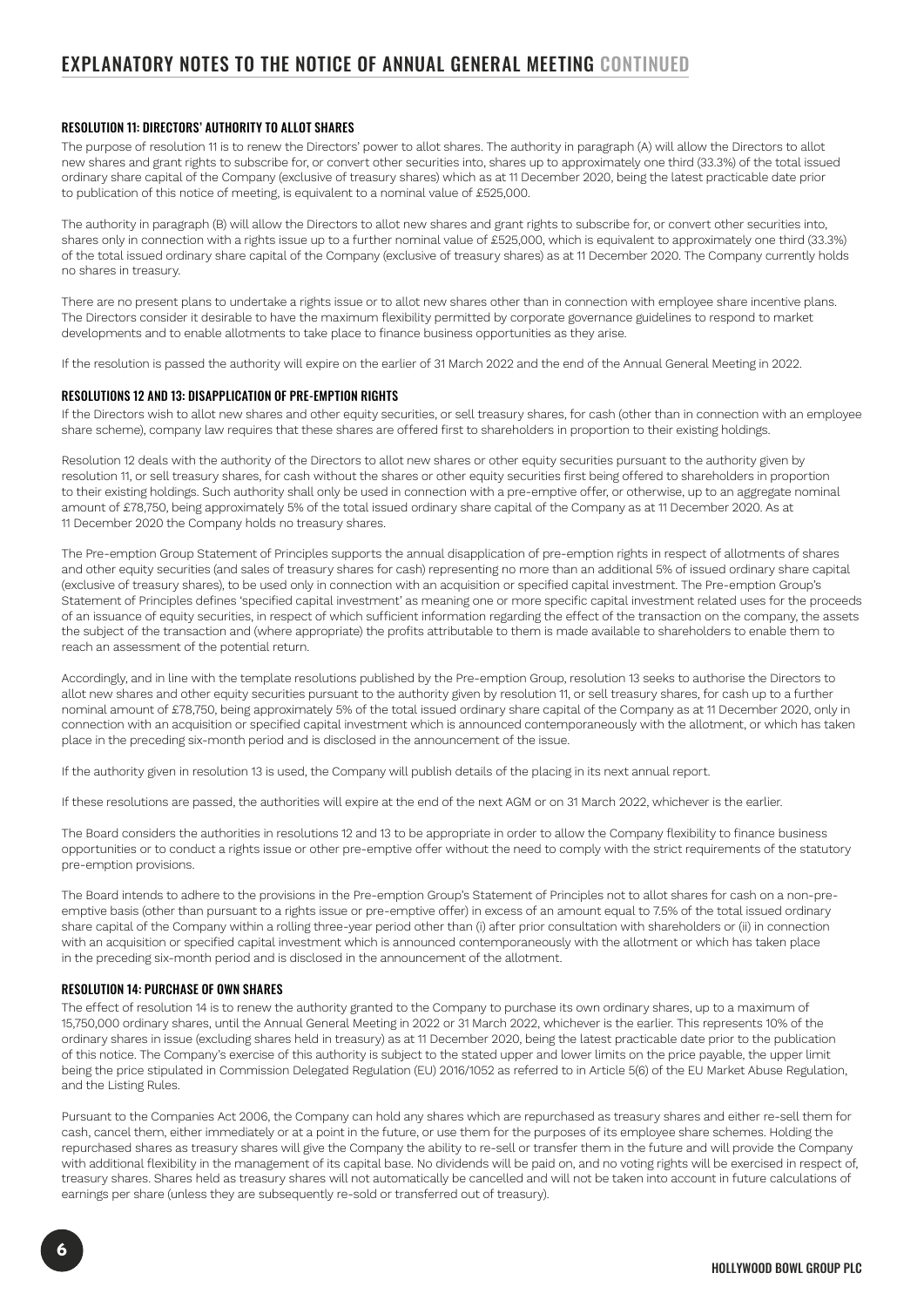# EXPLANATORY NOTES TO THE NOTICE OF ANNUAL GENERAL MEETING CONTINUED

### RESOLUTION 11: DIRECTORS' AUTHORITY TO ALLOT SHARES

The purpose of resolution 11 is to renew the Directors' power to allot shares. The authority in paragraph (A) will allow the Directors to allot new shares and grant rights to subscribe for, or convert other securities into, shares up to approximately one third (33.3%) of the total issued ordinary share capital of the Company (exclusive of treasury shares) which as at 11 December 2020, being the latest practicable date prior to publication of this notice of meeting, is equivalent to a nominal value of £525,000.

The authority in paragraph (B) will allow the Directors to allot new shares and grant rights to subscribe for, or convert other securities into, shares only in connection with a rights issue up to a further nominal value of £525,000, which is equivalent to approximately one third (33.3%) of the total issued ordinary share capital of the Company (exclusive of treasury shares) as at 11 December 2020. The Company currently holds no shares in treasury.

There are no present plans to undertake a rights issue or to allot new shares other than in connection with employee share incentive plans. The Directors consider it desirable to have the maximum flexibility permitted by corporate governance guidelines to respond to market developments and to enable allotments to take place to finance business opportunities as they arise.

If the resolution is passed the authority will expire on the earlier of 31 March 2022 and the end of the Annual General Meeting in 2022.

### RESOLUTIONS 12 AND 13: DISAPPLICATION OF PRE-EMPTION RIGHTS

If the Directors wish to allot new shares and other equity securities, or sell treasury shares, for cash (other than in connection with an employee share scheme), company law requires that these shares are offered first to shareholders in proportion to their existing holdings.

Resolution 12 deals with the authority of the Directors to allot new shares or other equity securities pursuant to the authority given by resolution 11, or sell treasury shares, for cash without the shares or other equity securities first being offered to shareholders in proportion to their existing holdings. Such authority shall only be used in connection with a pre-emptive offer, or otherwise, up to an aggregate nominal amount of £78,750, being approximately 5% of the total issued ordinary share capital of the Company as at 11 December 2020. As at 11 December 2020 the Company holds no treasury shares.

The Pre-emption Group Statement of Principles supports the annual disapplication of pre-emption rights in respect of allotments of shares and other equity securities (and sales of treasury shares for cash) representing no more than an additional 5% of issued ordinary share capital (exclusive of treasury shares), to be used only in connection with an acquisition or specified capital investment. The Pre-emption Group's Statement of Principles defines 'specified capital investment' as meaning one or more specific capital investment related uses for the proceeds of an issuance of equity securities, in respect of which sufficient information regarding the effect of the transaction on the company, the assets the subject of the transaction and (where appropriate) the profits attributable to them is made available to shareholders to enable them to reach an assessment of the potential return.

Accordingly, and in line with the template resolutions published by the Pre-emption Group, resolution 13 seeks to authorise the Directors to allot new shares and other equity securities pursuant to the authority given by resolution 11, or sell treasury shares, for cash up to a further nominal amount of £78,750, being approximately 5% of the total issued ordinary share capital of the Company as at 11 December 2020, only in connection with an acquisition or specified capital investment which is announced contemporaneously with the allotment, or which has taken place in the preceding six-month period and is disclosed in the announcement of the issue.

If the authority given in resolution 13 is used, the Company will publish details of the placing in its next annual report.

If these resolutions are passed, the authorities will expire at the end of the next AGM or on 31 March 2022, whichever is the earlier.

The Board considers the authorities in resolutions 12 and 13 to be appropriate in order to allow the Company flexibility to finance business opportunities or to conduct a rights issue or other pre-emptive offer without the need to comply with the strict requirements of the statutory pre-emption provisions.

The Board intends to adhere to the provisions in the Pre-emption Group's Statement of Principles not to allot shares for cash on a non-pre-emptive basis (other than pursuant to a rights issue or pre-emptive offer) in excess of an amount equal to 7.5% of the total issued ordinary share capital of the Company within a rolling three-year period other than (i) after prior consultation with shareholders or (ii) in connection with an acquisition or specified capital investment which is announced contemporaneously with the allotment or which has taken place in the preceding six-month period and is disclosed in the announcement of the allotment.

### RESOLUTION 14: PURCHASE OF OWN SHARES

The effect of resolution 14 is to renew the authority granted to the Company to purchase its own ordinary shares, up to a maximum of 15,750,000 ordinary shares, until the Annual General Meeting in 2022 or 31 March 2022, whichever is the earlier. This represents 10% of the ordinary shares in issue (excluding shares held in treasury) as at 11 December 2020, being the latest practicable date prior to the publication of this notice. The Company's exercise of this authority is subject to the stated upper and lower limits on the price payable, the upper limit being the price stipulated in Commission Delegated Regulation (EU) 2016/1052 as referred to in Article 5(6) of the EU Market Abuse Regulation, and the Listing Rules.

Pursuant to the Companies Act 2006, the Company can hold any shares which are repurchased as treasury shares and either re-sell them for cash, cancel them, either immediately or at a point in the future, or use them for the purposes of its employee share schemes. Holding the repurchased shares as treasury shares will give the Company the ability to re-sell or transfer them in the future and will provide the Company with additional flexibility in the management of its capital base. No dividends will be paid on, and no voting rights will be exercised in respect of, treasury shares. Shares held as treasury shares will not automatically be cancelled and will not be taken into account in future calculations of earnings per share (unless they are subsequently re-sold or transferred out of treasury).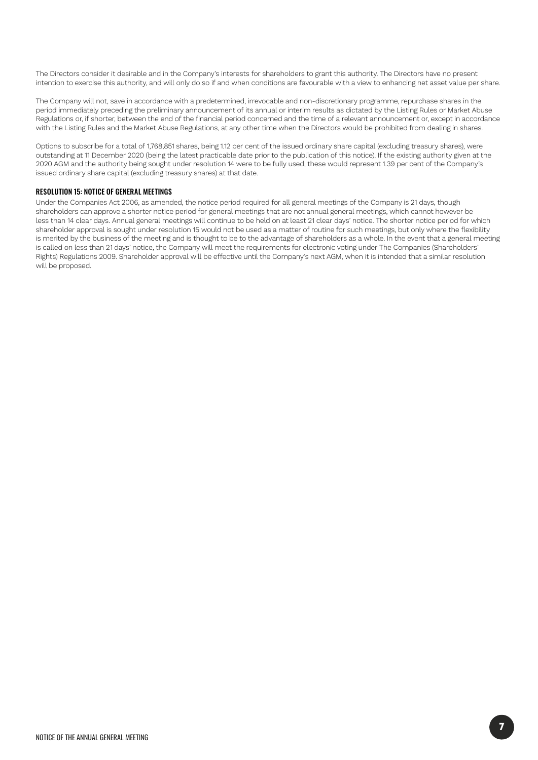The Directors consider it desirable and in the Company's interests for shareholders to grant this authority. The Directors have no present intention to exercise this authority, and will only do so if and when conditions are favourable with a view to enhancing net asset value per share.

The Company will not, save in accordance with a predetermined, irrevocable and non-discretionary programme, repurchase shares in the period immediately preceding the preliminary announcement of its annual or interim results as dictated by the Listing Rules or Market Abuse Regulations or, if shorter, between the end of the financial period concerned and the time of a relevant announcement or, except in accordance with the Listing Rules and the Market Abuse Regulations, at any other time when the Directors would be prohibited from dealing in shares.

Options to subscribe for a total of 1,768,851 shares, being 1.12 per cent of the issued ordinary share capital (excluding treasury shares), were outstanding at 11 December 2020 (being the latest practicable date prior to the publication of this notice). If the existing authority given at the 2020 AGM and the authority being sought under resolution 14 were to be fully used, these would represent 1.39 per cent of the Company's issued ordinary share capital (excluding treasury shares) at that date.

### RESOLUTION 15: NOTICE OF GENERAL MEETINGS

Under the Companies Act 2006, as amended, the notice period required for all general meetings of the Company is 21 days, though shareholders can approve a shorter notice period for general meetings that are not annual general meetings, which cannot however be less than 14 clear days. Annual general meetings will continue to be held on at least 21 clear days' notice. The shorter notice period for which shareholder approval is sought under resolution 15 would not be used as a matter of routine for such meetings, but only where the flexibility is merited by the business of the meeting and is thought to be to the advantage of shareholders as a whole. In the event that a general meeting is called on less than 21 days' notice, the Company will meet the requirements for electronic voting under The Companies (Shareholders' Rights) Regulations 2009. Shareholder approval will be effective until the Company's next AGM, when it is intended that a similar resolution will be proposed.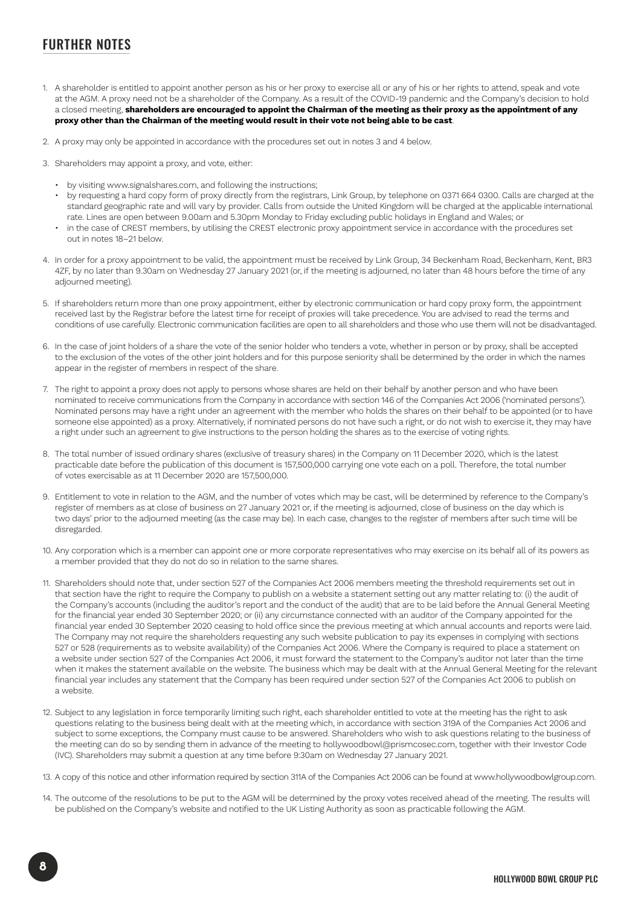## FURTHER NOTES

1. A shareholder is entitled to appoint another person as his or her proxy to exercise all or any of his or her rights to attend, speak and vote at the AGM. A proxy need not be a shareholder of the Company. As a result of the COVID-19 pandemic and the Company's decision to hold a closed meeting, **shareholders are encouraged to appoint the Chairman of the meeting as their proxy as the appointment of any proxy other than the Chairman of the meeting would result in their vote not being able to be cast**.
2. A proxy may only be appointed in accordance with the procedures set out in notes 3 and 4 below.
3. Shareholders may appoint a proxy, and vote, either:
   - by visiting www.signalshares.com, and following the instructions;
   - by requesting a hard copy form of proxy directly from the registrars, Link Group, by telephone on 0371 664 0300. Calls are charged at the standard geographic rate and will vary by provider. Calls from outside the United Kingdom will be charged at the applicable international rate. Lines are open between 9.00am and 5.30pm Monday to Friday excluding public holidays in England and Wales; or
   - in the case of CREST members, by utilising the CREST electronic proxy appointment service in accordance with the procedures set out in notes 18–21 below.
4. In order for a proxy appointment to be valid, the appointment must be received by Link Group, 34 Beckenham Road, Beckenham, Kent, BR3 4ZF, by no later than 9.30am on Wednesday 27 January 2021 (or, if the meeting is adjourned, no later than 48 hours before the time of any adjourned meeting).
5. If shareholders return more than one proxy appointment, either by electronic communication or hard copy proxy form, the appointment received last by the Registrar before the latest time for receipt of proxies will take precedence. You are advised to read the terms and conditions of use carefully. Electronic communication facilities are open to all shareholders and those who use them will not be disadvantaged.
6. In the case of joint holders of a share the vote of the senior holder who tenders a vote, whether in person or by proxy, shall be accepted to the exclusion of the votes of the other joint holders and for this purpose seniority shall be determined by the order in which the names appear in the register of members in respect of the share.
7. The right to appoint a proxy does not apply to persons whose shares are held on their behalf by another person and who have been nominated to receive communications from the Company in accordance with section 146 of the Companies Act 2006 ('nominated persons'). Nominated persons may have a right under an agreement with the member who holds the shares on their behalf to be appointed (or to have someone else appointed) as a proxy. Alternatively, if nominated persons do not have such a right, or do not wish to exercise it, they may have a right under such an agreement to give instructions to the person holding the shares as to the exercise of voting rights.
8. The total number of issued ordinary shares (exclusive of treasury shares) in the Company on 11 December 2020, which is the latest practicable date before the publication of this document is 157,500,000 carrying one vote each on a poll. Therefore, the total number of votes exercisable as at 11 December 2020 are 157,500,000.
9. Entitlement to vote in relation to the AGM, and the number of votes which may be cast, will be determined by reference to the Company's register of members as at close of business on 27 January 2021 or, if the meeting is adjourned, close of business on the day which is two days' prior to the adjourned meeting (as the case may be). In each case, changes to the register of members after such time will be disregarded.
10. Any corporation which is a member can appoint one or more corporate representatives who may exercise on its behalf all of its powers as a member provided that they do not do so in relation to the same shares.
11. Shareholders should note that, under section 527 of the Companies Act 2006 members meeting the threshold requirements set out in that section have the right to require the Company to publish on a website a statement setting out any matter relating to: (i) the audit of the Company's accounts (including the auditor's report and the conduct of the audit) that are to be laid before the Annual General Meeting for the financial year ended 30 September 2020; or (ii) any circumstance connected with an auditor of the Company appointed for the financial year ended 30 September 2020 ceasing to hold office since the previous meeting at which annual accounts and reports were laid. The Company may not require the shareholders requesting any such website publication to pay its expenses in complying with sections 527 or 528 (requirements as to website availability) of the Companies Act 2006. Where the Company is required to place a statement on a website under section 527 of the Companies Act 2006, it must forward the statement to the Company's auditor not later than the time when it makes the statement available on the website. The business which may be dealt with at the Annual General Meeting for the relevant financial year includes any statement that the Company has been required under section 527 of the Companies Act 2006 to publish on a website.
12. Subject to any legislation in force temporarily limiting such right, each shareholder entitled to vote at the meeting has the right to ask questions relating to the business being dealt with at the meeting which, in accordance with section 319A of the Companies Act 2006 and subject to some exceptions, the Company must cause to be answered. Shareholders who wish to ask questions relating to the business of the meeting can do so by sending them in advance of the meeting to hollywoodbowl@prismcosec.com, together with their Investor Code (IVC). Shareholders may submit a question at any time before 9:30am on Wednesday 27 January 2021.
13. A copy of this notice and other information required by section 311A of the Companies Act 2006 can be found at www.hollywoodbowlgroup.com.
14. The outcome of the resolutions to be put to the AGM will be determined by the proxy votes received ahead of the meeting. The results will be published on the Company's website and notified to the UK Listing Authority as soon as practicable following the AGM.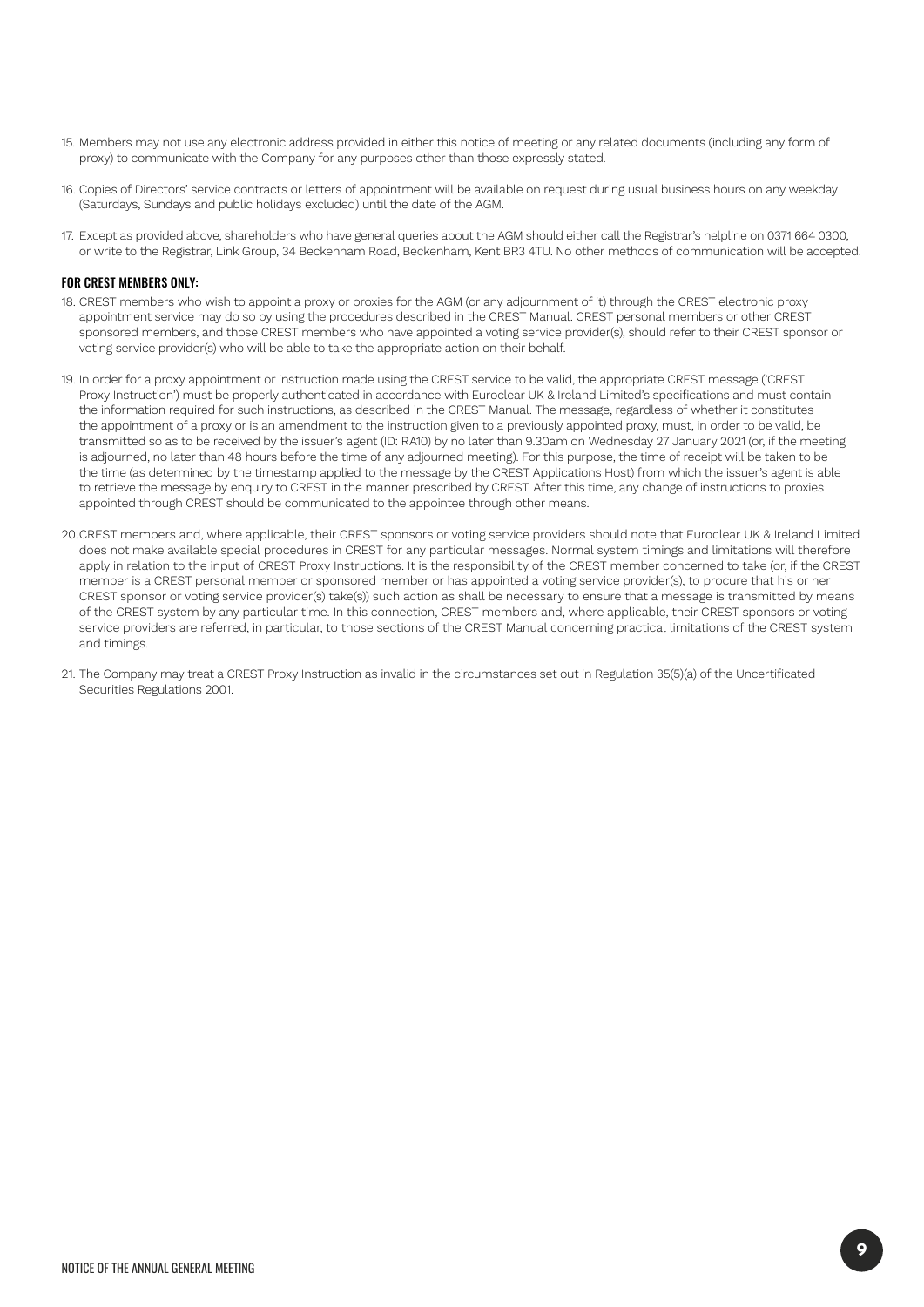15. Members may not use any electronic address provided in either this notice of meeting or any related documents (including any form of proxy) to communicate with the Company for any purposes other than those expressly stated.

16. Copies of Directors' service contracts or letters of appointment will be available on request during usual business hours on any weekday (Saturdays, Sundays and public holidays excluded) until the date of the AGM.

17. Except as provided above, shareholders who have general queries about the AGM should either call the Registrar's helpline on 0371 664 0300, or write to the Registrar, Link Group, 34 Beckenham Road, Beckenham, Kent BR3 4TU. No other methods of communication will be accepted.

### FOR CREST MEMBERS ONLY:

18. CREST members who wish to appoint a proxy or proxies for the AGM (or any adjournment of it) through the CREST electronic proxy appointment service may do so by using the procedures described in the CREST Manual. CREST personal members or other CREST sponsored members, and those CREST members who have appointed a voting service provider(s), should refer to their CREST sponsor or voting service provider(s) who will be able to take the appropriate action on their behalf.

19. In order for a proxy appointment or instruction made using the CREST service to be valid, the appropriate CREST message ('CREST Proxy Instruction') must be properly authenticated in accordance with Euroclear UK & Ireland Limited's specifications and must contain the information required for such instructions, as described in the CREST Manual. The message, regardless of whether it constitutes the appointment of a proxy or is an amendment to the instruction given to a previously appointed proxy, must, in order to be valid, be transmitted so as to be received by the issuer's agent (ID: RA10) by no later than 9.30am on Wednesday 27 January 2021 (or, if the meeting is adjourned, no later than 48 hours before the time of any adjourned meeting). For this purpose, the time of receipt will be taken to be the time (as determined by the timestamp applied to the message by the CREST Applications Host) from which the issuer's agent is able to retrieve the message by enquiry to CREST in the manner prescribed by CREST. After this time, any change of instructions to proxies appointed through CREST should be communicated to the appointee through other means.

20. CREST members and, where applicable, their CREST sponsors or voting service providers should note that Euroclear UK & Ireland Limited does not make available special procedures in CREST for any particular messages. Normal system timings and limitations will therefore apply in relation to the input of CREST Proxy Instructions. It is the responsibility of the CREST member concerned to take (or, if the CREST member is a CREST personal member or sponsored member or has appointed a voting service provider(s), to procure that his or her CREST sponsor or voting service provider(s) take(s)) such action as shall be necessary to ensure that a message is transmitted by means of the CREST system by any particular time. In this connection, CREST members and, where applicable, their CREST sponsors or voting service providers are referred, in particular, to those sections of the CREST Manual concerning practical limitations of the CREST system and timings.

21. The Company may treat a CREST Proxy Instruction as invalid in the circumstances set out in Regulation 35(5)(a) of the Uncertificated Securities Regulations 2001.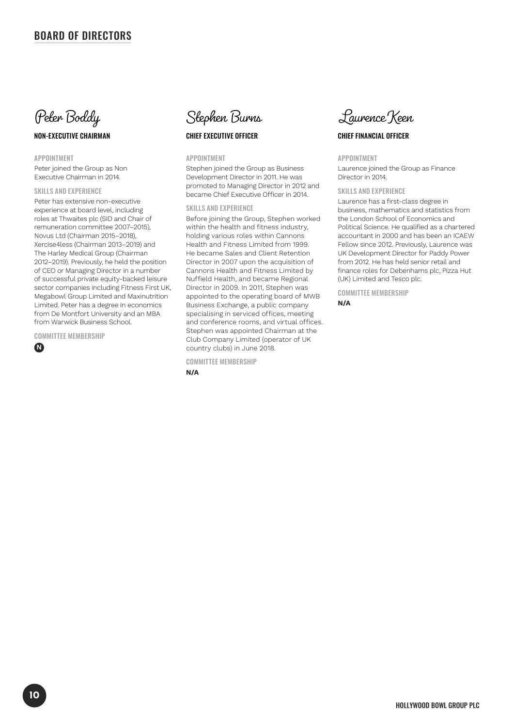# BOARD OF DIRECTORS

## Peter Boddy

### NON-EXECUTIVE CHAIRMAN

**APPOINTMENT**

Peter joined the Group as Non Executive Chairman in 2014.

**SKILLS AND EXPERIENCE**

Peter has extensive non-executive experience at board level, including roles at Thwaites plc (SID and Chair of remuneration committee 2007–2015), Novus Ltd (Chairman 2015–2018), Xercise4less (Chairman 2013–2019) and The Harley Medical Group (Chairman 2012–2019). Previously, he held the position of CEO or Managing Director in a number of successful private equity-backed leisure sector companies including Fitness First UK, Megabowl Group Limited and Maxinutrition Limited. Peter has a degree in economics from De Montfort University and an MBA from Warwick Business School.

**COMMITTEE MEMBERSHIP**

N

## Stephen Burns

### CHIEF EXECUTIVE OFFICER

**APPOINTMENT**

Stephen joined the Group as Business Development Director in 2011. He was promoted to Managing Director in 2012 and became Chief Executive Officer in 2014.

**SKILLS AND EXPERIENCE**

Before joining the Group, Stephen worked within the health and fitness industry, holding various roles within Cannons Health and Fitness Limited from 1999. He became Sales and Client Retention Director in 2007 upon the acquisition of Cannons Health and Fitness Limited by Nuffield Health, and became Regional Director in 2009. In 2011, Stephen was appointed to the operating board of MWB Business Exchange, a public company specialising in serviced offices, meeting and conference rooms, and virtual offices. Stephen was appointed Chairman at the Club Company Limited (operator of UK country clubs) in June 2018.

**COMMITTEE MEMBERSHIP**

**N/A**

## Laurence Keen

### CHIEF FINANCIAL OFFICER

**APPOINTMENT**

Laurence joined the Group as Finance Director in 2014.

**SKILLS AND EXPERIENCE**

Laurence has a first-class degree in business, mathematics and statistics from the London School of Economics and Political Science. He qualified as a chartered accountant in 2000 and has been an ICAEW Fellow since 2012. Previously, Laurence was UK Development Director for Paddy Power from 2012. He has held senior retail and finance roles for Debenhams plc, Pizza Hut (UK) Limited and Tesco plc.

**COMMITTEE MEMBERSHIP**

**N/A**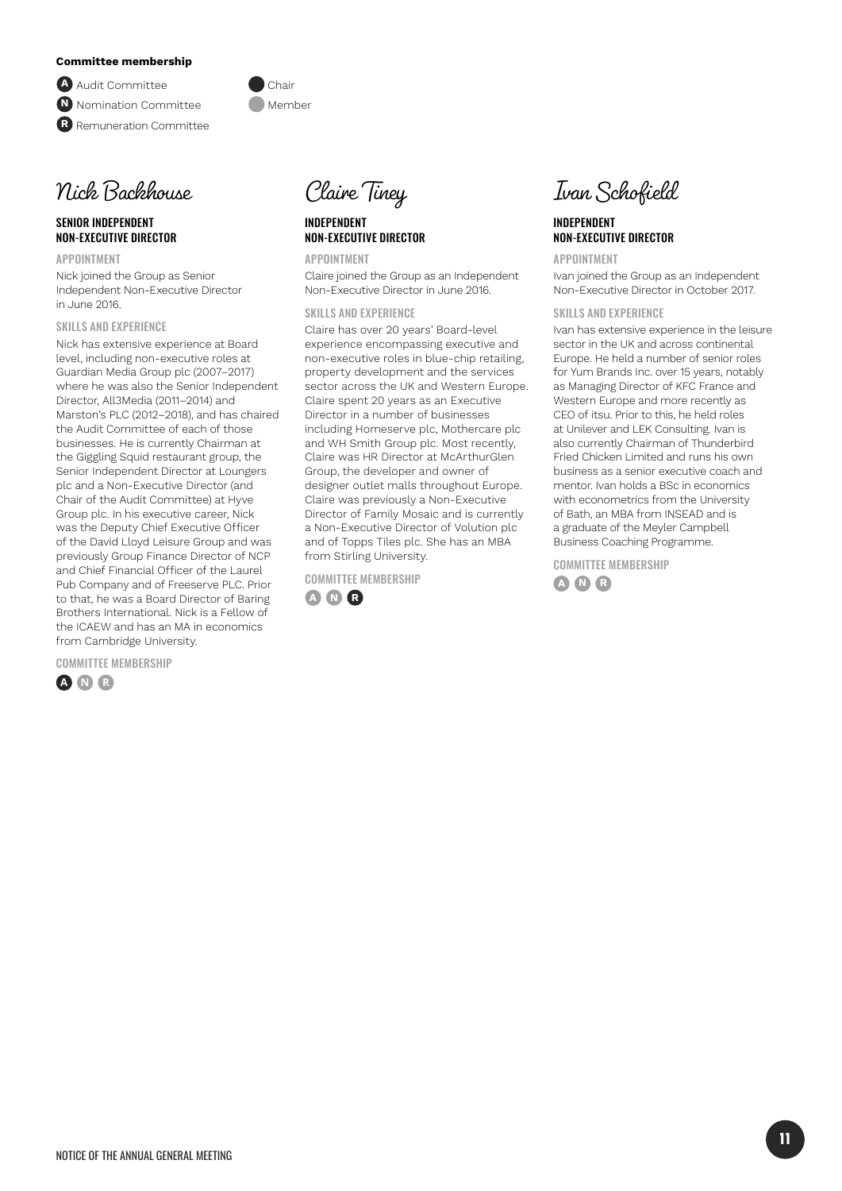**Committee membership**

- **A** Audit Committee
- **N** Nomination Committee
- **R** Remuneration Committee

- Chair
- Member

## Nick Backhouse

### SENIOR INDEPENDENT NON-EXECUTIVE DIRECTOR

#### APPOINTMENT

Nick joined the Group as Senior Independent Non-Executive Director in June 2016.

#### SKILLS AND EXPERIENCE

Nick has extensive experience at Board level, including non-executive roles at Guardian Media Group plc (2007–2017) where he was also the Senior Independent Director, All3Media (2011–2014) and Marston's PLC (2012–2018), and has chaired the Audit Committee of each of those businesses. He is currently Chairman at the Giggling Squid restaurant group, the Senior Independent Director at Loungers plc and a Non-Executive Director (and Chair of the Audit Committee) at Hyve Group plc. In his executive career, Nick was the Deputy Chief Executive Officer of the David Lloyd Leisure Group and was previously Group Finance Director of NCP and Chief Financial Officer of the Laurel Pub Company and of Freeserve PLC. Prior to that, he was a Board Director of Baring Brothers International. Nick is a Fellow of the ICAEW and has an MA in economics from Cambridge University.

#### COMMITTEE MEMBERSHIP

A (Chair) N (Member) R (Member)

## Claire Tiney

### INDEPENDENT NON-EXECUTIVE DIRECTOR

#### APPOINTMENT

Claire joined the Group as an Independent Non-Executive Director in June 2016.

#### SKILLS AND EXPERIENCE

Claire has over 20 years' Board-level experience encompassing executive and non-executive roles in blue-chip retailing, property development and the services sector across the UK and Western Europe. Claire spent 20 years as an Executive Director in a number of businesses including Homeserve plc, Mothercare plc and WH Smith Group plc. Most recently, Claire was HR Director at McArthurGlen Group, the developer and owner of designer outlet malls throughout Europe. Claire was previously a Non-Executive Director of Family Mosaic and is currently a Non-Executive Director of Volution plc and of Topps Tiles plc. She has an MBA from Stirling University.

#### COMMITTEE MEMBERSHIP

A (Member) N (Member) R (Chair)

## Ivan Schofield

### INDEPENDENT NON-EXECUTIVE DIRECTOR

#### APPOINTMENT

Ivan joined the Group as an Independent Non-Executive Director in October 2017.

#### SKILLS AND EXPERIENCE

Ivan has extensive experience in the leisure sector in the UK and across continental Europe. He held a number of senior roles for Yum Brands Inc. over 15 years, notably as Managing Director of KFC France and Western Europe and more recently as CEO of itsu. Prior to this, he held roles at Unilever and LEK Consulting. Ivan is also currently Chairman of Thunderbird Fried Chicken Limited and runs his own business as a senior executive coach and mentor. Ivan holds a BSc in economics with econometrics from the University of Bath, an MBA from INSEAD and is a graduate of the Meyler Campbell Business Coaching Programme.

#### COMMITTEE MEMBERSHIP

A (Member) N (Member) R (Member)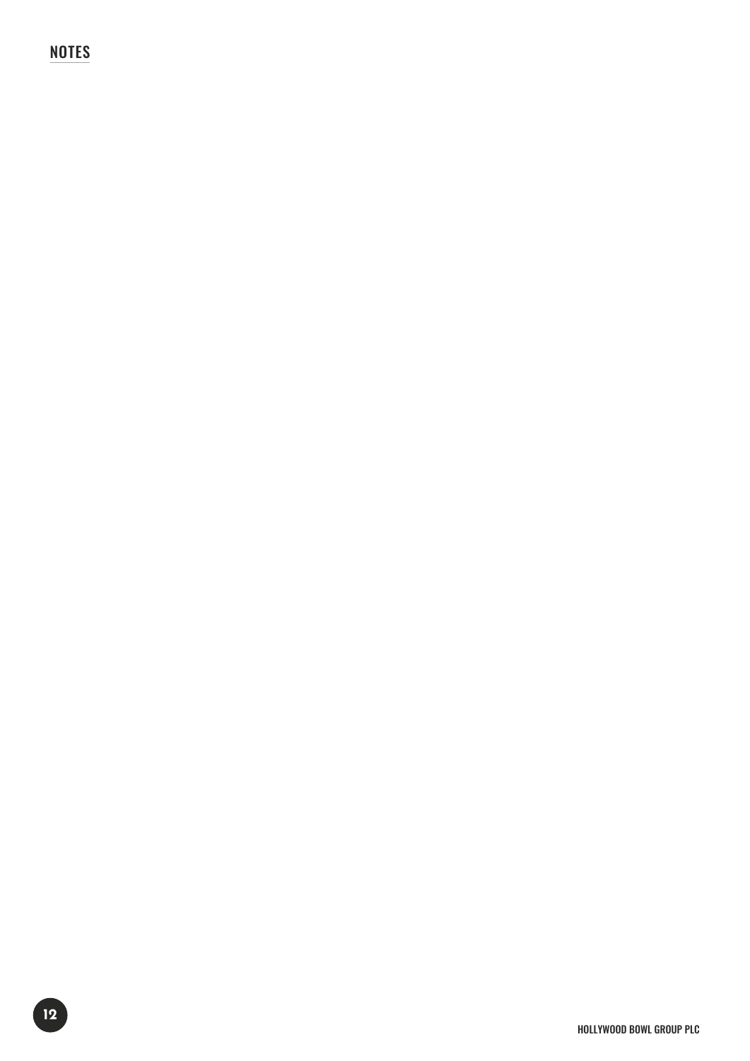## NOTES